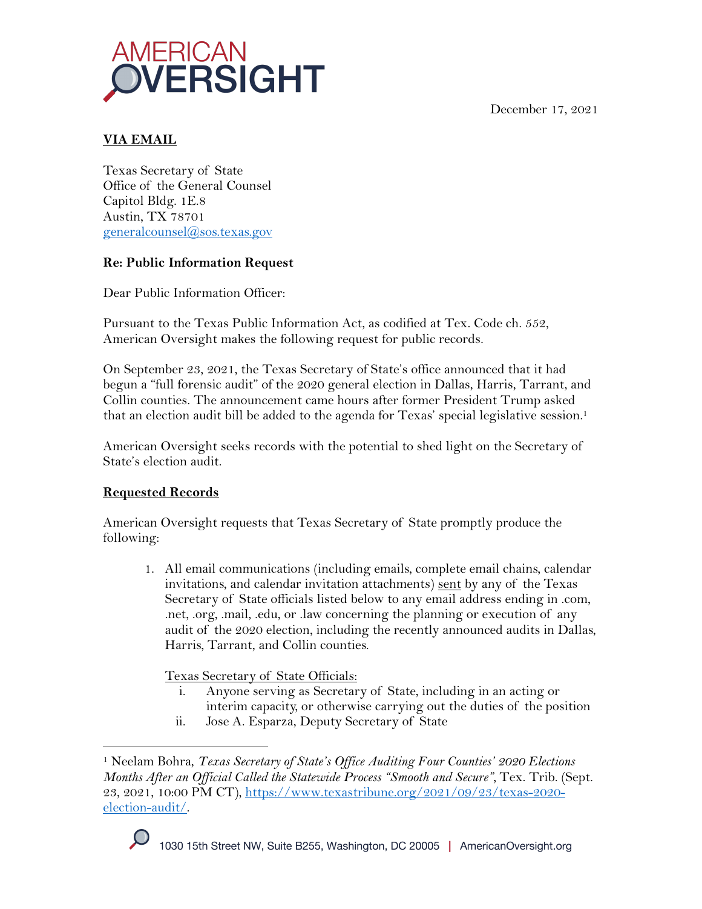December 17, 2021

**VIA EMAIL**

Texas Secretary of State
Office of the General Counsel
Capitol Bldg. 1E.8
Austin, TX 78701
generalcounsel@sos.texas.gov

**Re: Public Information Request**

Dear Public Information Officer:

Pursuant to the Texas Public Information Act, as codified at Tex. Code ch. 552, American Oversight makes the following request for public records.

On September 23, 2021, the Texas Secretary of State's office announced that it had begun a "full forensic audit" of the 2020 general election in Dallas, Harris, Tarrant, and Collin counties. The announcement came hours after former President Trump asked that an election audit bill be added to the agenda for Texas' special legislative session.[1]

American Oversight seeks records with the potential to shed light on the Secretary of State's election audit.

**Requested Records**

American Oversight requests that Texas Secretary of State promptly produce the following:

1. All email communications (including emails, complete email chains, calendar invitations, and calendar invitation attachments) sent by any of the Texas Secretary of State officials listed below to any email address ending in .com, .net, .org, .mail, .edu, or .law concerning the planning or execution of any audit of the 2020 election, including the recently announced audits in Dallas, Harris, Tarrant, and Collin counties.

   Texas Secretary of State Officials:

   i. Anyone serving as Secretary of State, including in an acting or interim capacity, or otherwise carrying out the duties of the position
   ii. Jose A. Esparza, Deputy Secretary of State

[1] Neelam Bohra, *Texas Secretary of State's Office Auditing Four Counties' 2020 Elections Months After an Official Called the Statewide Process "Smooth and Secure"*, Tex. Trib. (Sept. 23, 2021, 10:00 PM CT), https://www.texastribune.org/2021/09/23/texas-2020-election-audit/.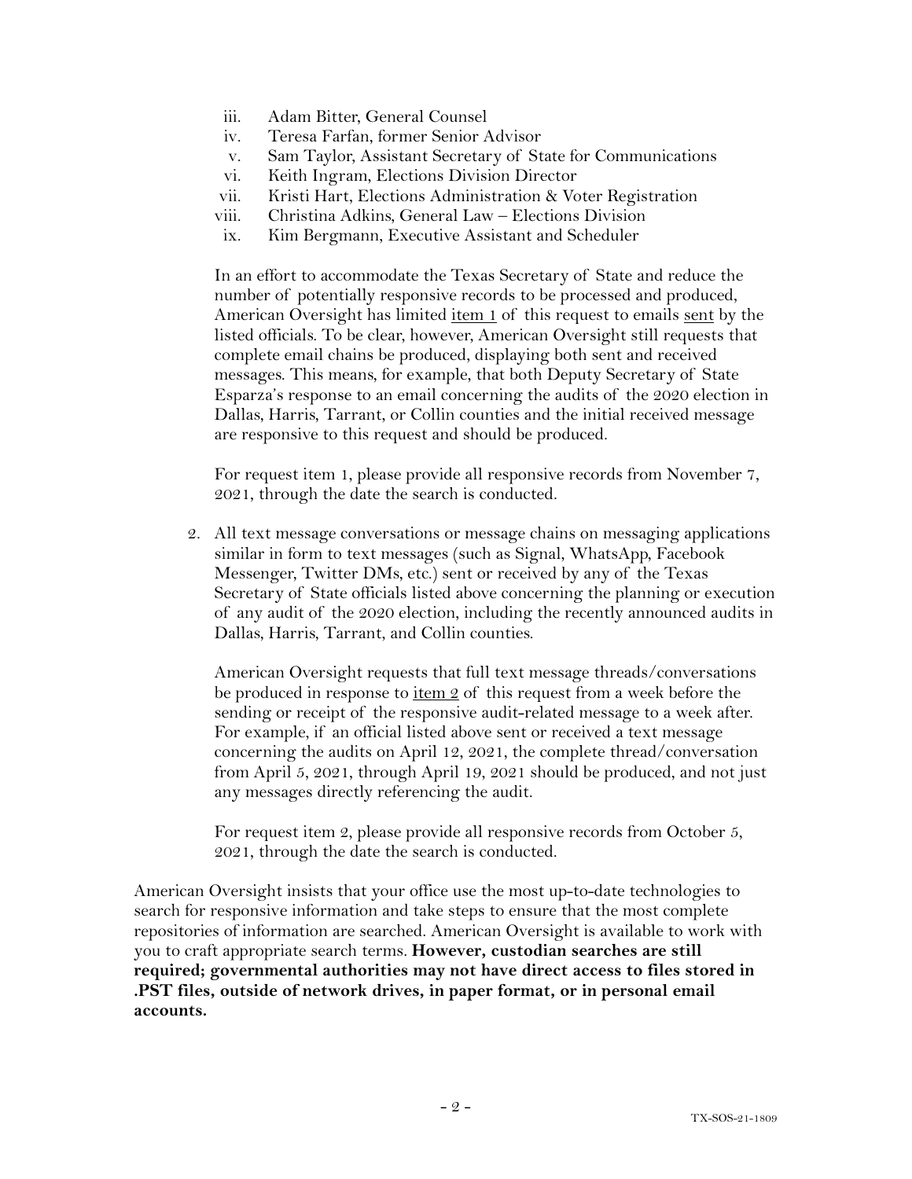iii. Adam Bitter, General Counsel
   iv. Teresa Farfan, former Senior Advisor
   v. Sam Taylor, Assistant Secretary of State for Communications
   vi. Keith Ingram, Elections Division Director
   vii. Kristi Hart, Elections Administration & Voter Registration
   viii. Christina Adkins, General Law – Elections Division
   ix. Kim Bergmann, Executive Assistant and Scheduler

   In an effort to accommodate the Texas Secretary of State and reduce the number of potentially responsive records to be processed and produced, American Oversight has limited <u>item 1</u> of this request to emails <u>sent</u> by the listed officials. To be clear, however, American Oversight still requests that complete email chains be produced, displaying both sent and received messages. This means, for example, that both Deputy Secretary of State Esparza's response to an email concerning the audits of the 2020 election in Dallas, Harris, Tarrant, or Collin counties and the initial received message are responsive to this request and should be produced.

   For request item 1, please provide all responsive records from November 7, 2021, through the date the search is conducted.

2. All text message conversations or message chains on messaging applications similar in form to text messages (such as Signal, WhatsApp, Facebook Messenger, Twitter DMs, etc.) sent or received by any of the Texas Secretary of State officials listed above concerning the planning or execution of any audit of the 2020 election, including the recently announced audits in Dallas, Harris, Tarrant, and Collin counties.

   American Oversight requests that full text message threads/conversations be produced in response to <u>item 2</u> of this request from a week before the sending or receipt of the responsive audit-related message to a week after. For example, if an official listed above sent or received a text message concerning the audits on April 12, 2021, the complete thread/conversation from April 5, 2021, through April 19, 2021 should be produced, and not just any messages directly referencing the audit.

   For request item 2, please provide all responsive records from October 5, 2021, through the date the search is conducted.

American Oversight insists that your office use the most up-to-date technologies to search for responsive information and take steps to ensure that the most complete repositories of information are searched. American Oversight is available to work with you to craft appropriate search terms. **However, custodian searches are still required; governmental authorities may not have direct access to files stored in .PST files, outside of network drives, in paper format, or in personal email accounts.**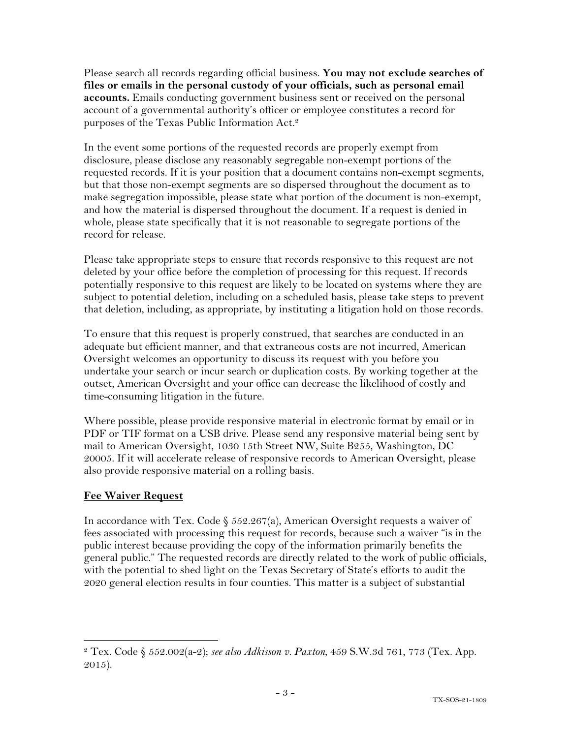Please search all records regarding official business. **You may not exclude searches of files or emails in the personal custody of your officials, such as personal email accounts.** Emails conducting government business sent or received on the personal account of a governmental authority's officer or employee constitutes a record for purposes of the Texas Public Information Act.[2]

In the event some portions of the requested records are properly exempt from disclosure, please disclose any reasonably segregable non-exempt portions of the requested records. If it is your position that a document contains non-exempt segments, but that those non-exempt segments are so dispersed throughout the document as to make segregation impossible, please state what portion of the document is non-exempt, and how the material is dispersed throughout the document. If a request is denied in whole, please state specifically that it is not reasonable to segregate portions of the record for release.

Please take appropriate steps to ensure that records responsive to this request are not deleted by your office before the completion of processing for this request. If records potentially responsive to this request are likely to be located on systems where they are subject to potential deletion, including on a scheduled basis, please take steps to prevent that deletion, including, as appropriate, by instituting a litigation hold on those records.

To ensure that this request is properly construed, that searches are conducted in an adequate but efficient manner, and that extraneous costs are not incurred, American Oversight welcomes an opportunity to discuss its request with you before you undertake your search or incur search or duplication costs. By working together at the outset, American Oversight and your office can decrease the likelihood of costly and time-consuming litigation in the future.

Where possible, please provide responsive material in electronic format by email or in PDF or TIF format on a USB drive. Please send any responsive material being sent by mail to American Oversight, 1030 15th Street NW, Suite B255, Washington, DC 20005. If it will accelerate release of responsive records to American Oversight, please also provide responsive material on a rolling basis.

## Fee Waiver Request

In accordance with Tex. Code § 552.267(a), American Oversight requests a waiver of fees associated with processing this request for records, because such a waiver "is in the public interest because providing the copy of the information primarily benefits the general public." The requested records are directly related to the work of public officials, with the potential to shed light on the Texas Secretary of State's efforts to audit the 2020 general election results in four counties. This matter is a subject of substantial

---

[2] Tex. Code § 552.002(a-2); *see also Adkisson v. Paxton*, 459 S.W.3d 761, 773 (Tex. App. 2015).

TX-SOS-21-1809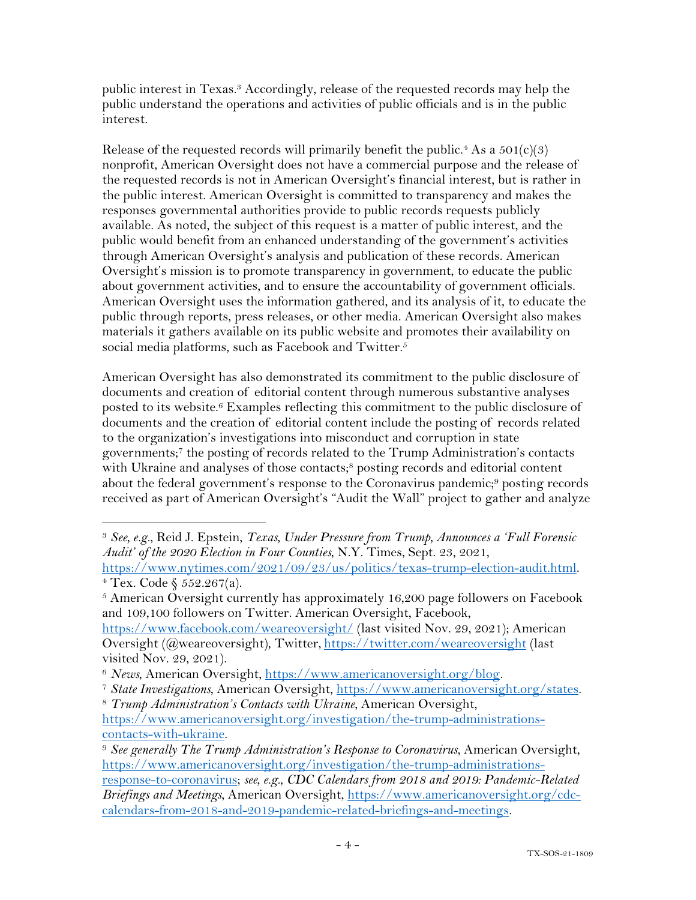public interest in Texas.[3] Accordingly, release of the requested records may help the public understand the operations and activities of public officials and is in the public interest.

Release of the requested records will primarily benefit the public.[4] As a 501(c)(3) nonprofit, American Oversight does not have a commercial purpose and the release of the requested records is not in American Oversight's financial interest, but is rather in the public interest. American Oversight is committed to transparency and makes the responses governmental authorities provide to public records requests publicly available. As noted, the subject of this request is a matter of public interest, and the public would benefit from an enhanced understanding of the government's activities through American Oversight's analysis and publication of these records. American Oversight's mission is to promote transparency in government, to educate the public about government activities, and to ensure the accountability of government officials. American Oversight uses the information gathered, and its analysis of it, to educate the public through reports, press releases, or other media. American Oversight also makes materials it gathers available on its public website and promotes their availability on social media platforms, such as Facebook and Twitter.[5]

American Oversight has also demonstrated its commitment to the public disclosure of documents and creation of editorial content through numerous substantive analyses posted to its website.[6] Examples reflecting this commitment to the public disclosure of documents and the creation of editorial content include the posting of records related to the organization's investigations into misconduct and corruption in state governments;[7] the posting of records related to the Trump Administration's contacts with Ukraine and analyses of those contacts;[8] posting records and editorial content about the federal government's response to the Coronavirus pandemic;[9] posting records received as part of American Oversight's "Audit the Wall" project to gather and analyze

---

[3] *See, e.g.*, Reid J. Epstein, *Texas, Under Pressure from Trump, Announces a 'Full Forensic Audit' of the 2020 Election in Four Counties*, N.Y. Times, Sept. 23, 2021, https://www.nytimes.com/2021/09/23/us/politics/texas-trump-election-audit.html.

[4] Tex. Code § 552.267(a).

[5] American Oversight currently has approximately 16,200 page followers on Facebook and 109,100 followers on Twitter. American Oversight, Facebook, https://www.facebook.com/weareoversight/ (last visited Nov. 29, 2021); American Oversight (@weareoversight), Twitter, https://twitter.com/weareoversight (last visited Nov. 29, 2021).

[6] *News*, American Oversight, https://www.americanoversight.org/blog.

[7] *State Investigations*, American Oversight, https://www.americanoversight.org/states.

[8] *Trump Administration's Contacts with Ukraine*, American Oversight, https://www.americanoversight.org/investigation/the-trump-administrations-contacts-with-ukraine.

[9] *See generally The Trump Administration's Response to Coronavirus*, American Oversight, https://www.americanoversight.org/investigation/the-trump-administrations-response-to-coronavirus; *see, e.g.*, *CDC Calendars from 2018 and 2019: Pandemic-Related Briefings and Meetings*, American Oversight, https://www.americanoversight.org/cdc-calendars-from-2018-and-2019-pandemic-related-briefings-and-meetings.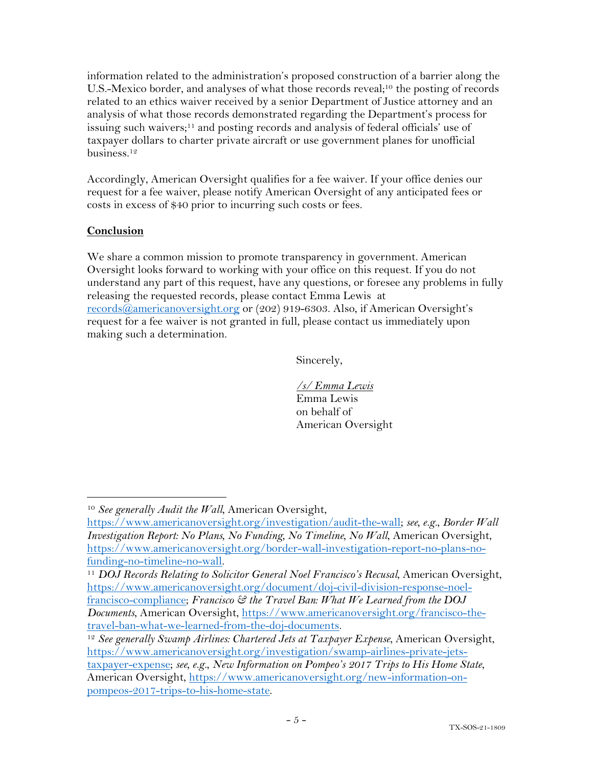information related to the administration's proposed construction of a barrier along the U.S.-Mexico border, and analyses of what those records reveal;[10] the posting of records related to an ethics waiver received by a senior Department of Justice attorney and an analysis of what those records demonstrated regarding the Department's process for issuing such waivers;[11] and posting records and analysis of federal officials' use of taxpayer dollars to charter private aircraft or use government planes for unofficial business.[12]

Accordingly, American Oversight qualifies for a fee waiver. If your office denies our request for a fee waiver, please notify American Oversight of any anticipated fees or costs in excess of $40 prior to incurring such costs or fees.

**Conclusion**

We share a common mission to promote transparency in government. American Oversight looks forward to working with your office on this request. If you do not understand any part of this request, have any questions, or foresee any problems in fully releasing the requested records, please contact Emma Lewis at records@americanoversight.org or (202) 919-6303. Also, if American Oversight's request for a fee waiver is not granted in full, please contact us immediately upon making such a determination.

Sincerely,

*/s/ Emma Lewis*
Emma Lewis
on behalf of
American Oversight

---

[10] *See generally Audit the Wall*, American Oversight, https://www.americanoversight.org/investigation/audit-the-wall; *see, e.g.*, *Border Wall Investigation Report: No Plans, No Funding, No Timeline, No Wall*, American Oversight, https://www.americanoversight.org/border-wall-investigation-report-no-plans-no-funding-no-timeline-no-wall.

[11] *DOJ Records Relating to Solicitor General Noel Francisco's Recusal*, American Oversight, https://www.americanoversight.org/document/doj-civil-division-response-noel-francisco-compliance; *Francisco & the Travel Ban: What We Learned from the DOJ Documents*, American Oversight, https://www.americanoversight.org/francisco-the-travel-ban-what-we-learned-from-the-doj-documents.

[12] *See generally Swamp Airlines: Chartered Jets at Taxpayer Expense*, American Oversight, https://www.americanoversight.org/investigation/swamp-airlines-private-jets-taxpayer-expense; *see, e.g.*, *New Information on Pompeo's 2017 Trips to His Home State*, American Oversight, https://www.americanoversight.org/new-information-on-pompeos-2017-trips-to-his-home-state.

TX-SOS-21-1809